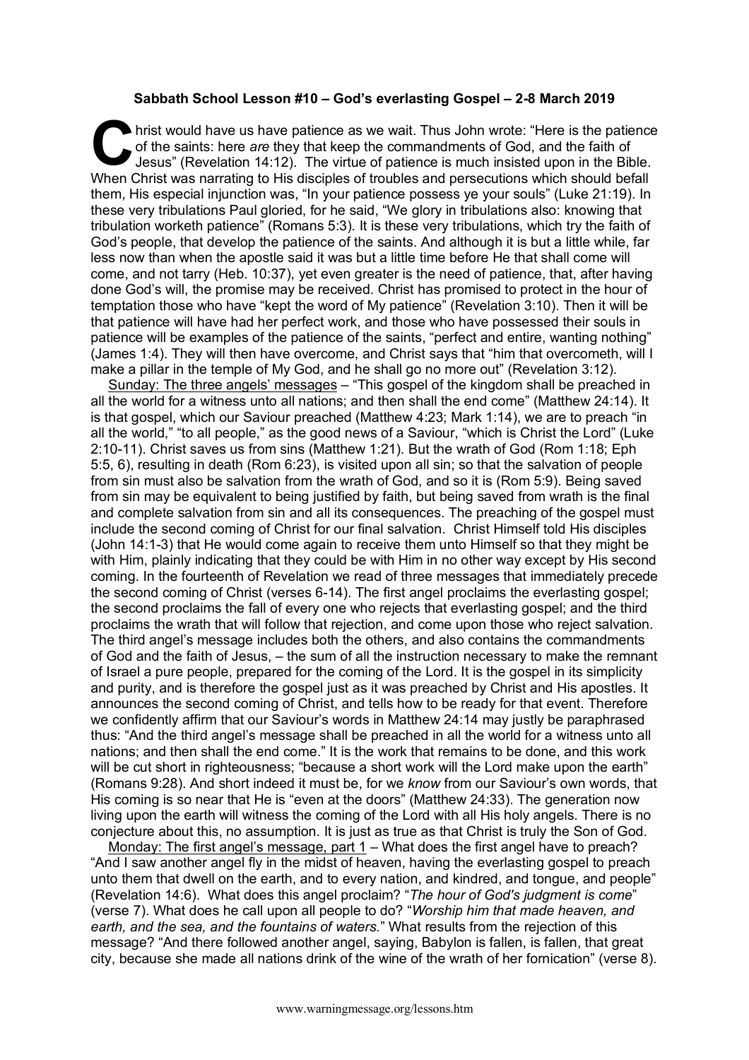**Sabbath School Lesson #10 – God's everlasting Gospel – 2-8 March 2019**

Christ would have us have patience as we wait. Thus John wrote: "Here is the patience of the saints: here *are* they that keep the commandments of God, and the faith of Jesus" (Revelation 14:12). The virtue of patience is much insisted upon in the Bible. When Christ was narrating to His disciples of troubles and persecutions which should befall them, His especial injunction was, "In your patience possess ye your souls" (Luke 21:19). In these very tribulations Paul gloried, for he said, "We glory in tribulations also: knowing that tribulation worketh patience" (Romans 5:3). It is these very tribulations, which try the faith of God's people, that develop the patience of the saints. And although it is but a little while, far less now than when the apostle said it was but a little time before He that shall come will come, and not tarry (Heb. 10:37), yet even greater is the need of patience, that, after having done God's will, the promise may be received. Christ has promised to protect in the hour of temptation those who have "kept the word of My patience" (Revelation 3:10). Then it will be that patience will have had her perfect work, and those who have possessed their souls in patience will be examples of the patience of the saints, "perfect and entire, wanting nothing" (James 1:4). They will then have overcome, and Christ says that "him that overcometh, will I make a pillar in the temple of My God, and he shall go no more out" (Revelation 3:12).

<u>Sunday: The three angels' messages</u> – "This gospel of the kingdom shall be preached in all the world for a witness unto all nations; and then shall the end come" (Matthew 24:14). It is that gospel, which our Saviour preached (Matthew 4:23; Mark 1:14), we are to preach "in all the world," "to all people," as the good news of a Saviour, "which is Christ the Lord" (Luke 2:10-11). Christ saves us from sins (Matthew 1:21). But the wrath of God (Rom 1:18; Eph 5:5, 6), resulting in death (Rom 6:23), is visited upon all sin; so that the salvation of people from sin must also be salvation from the wrath of God, and so it is (Rom 5:9). Being saved from sin may be equivalent to being justified by faith, but being saved from wrath is the final and complete salvation from sin and all its consequences. The preaching of the gospel must include the second coming of Christ for our final salvation. Christ Himself told His disciples (John 14:1-3) that He would come again to receive them unto Himself so that they might be with Him, plainly indicating that they could be with Him in no other way except by His second coming. In the fourteenth of Revelation we read of three messages that immediately precede the second coming of Christ (verses 6-14). The first angel proclaims the everlasting gospel; the second proclaims the fall of every one who rejects that everlasting gospel; and the third proclaims the wrath that will follow that rejection, and come upon those who reject salvation. The third angel's message includes both the others, and also contains the commandments of God and the faith of Jesus, – the sum of all the instruction necessary to make the remnant of Israel a pure people, prepared for the coming of the Lord. It is the gospel in its simplicity and purity, and is therefore the gospel just as it was preached by Christ and His apostles. It announces the second coming of Christ, and tells how to be ready for that event. Therefore we confidently affirm that our Saviour's words in Matthew 24:14 may justly be paraphrased thus: "And the third angel's message shall be preached in all the world for a witness unto all nations; and then shall the end come." It is the work that remains to be done, and this work will be cut short in righteousness; "because a short work will the Lord make upon the earth" (Romans 9:28). And short indeed it must be, for we *know* from our Saviour's own words, that His coming is so near that He is "even at the doors" (Matthew 24:33). The generation now living upon the earth will witness the coming of the Lord with all His holy angels. There is no conjecture about this, no assumption. It is just as true as that Christ is truly the Son of God.

<u>Monday: The first angel's message, part 1</u> – What does the first angel have to preach? "And I saw another angel fly in the midst of heaven, having the everlasting gospel to preach unto them that dwell on the earth, and to every nation, and kindred, and tongue, and people" (Revelation 14:6). What does this angel proclaim? "*The hour of God's judgment is come*" (verse 7). What does he call upon all people to do? "*Worship him that made heaven, and earth, and the sea, and the fountains of waters.*" What results from the rejection of this message? "And there followed another angel, saying, Babylon is fallen, is fallen, that great city, because she made all nations drink of the wine of the wrath of her fornication" (verse 8).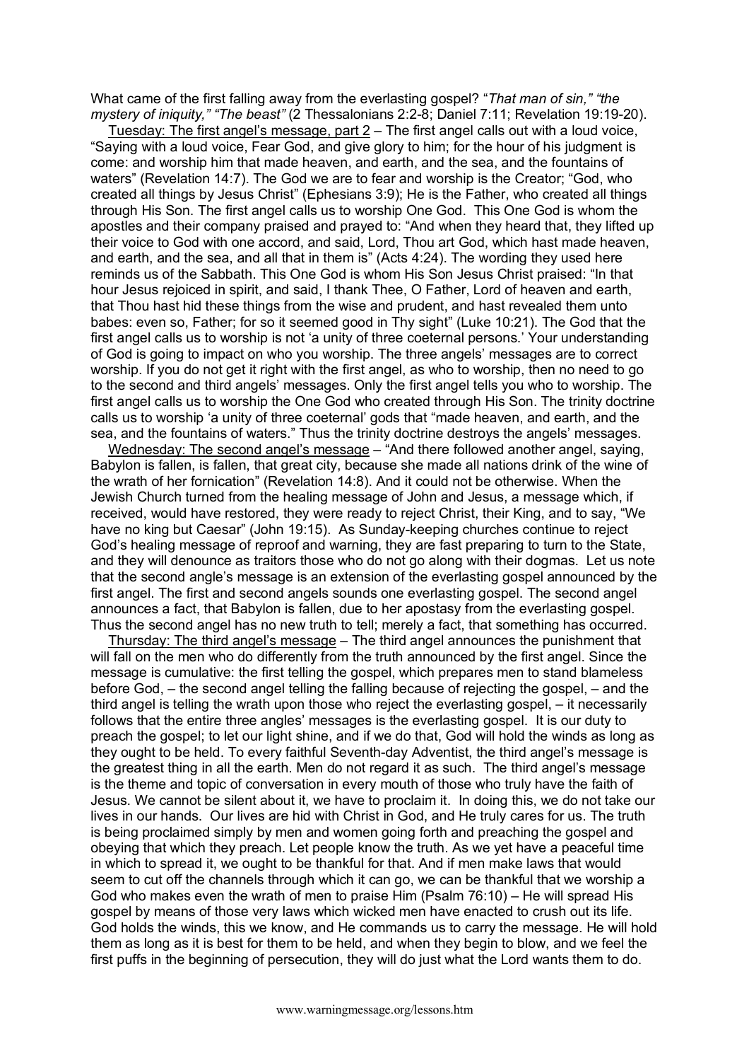What came of the first falling away from the everlasting gospel? "*That man of sin," "the mystery of iniquity," "The beast"* (2 Thessalonians 2:2-8; Daniel 7:11; Revelation 19:19-20).

<u>Tuesday: The first angel's message, part 2</u> – The first angel calls out with a loud voice, "Saying with a loud voice, Fear God, and give glory to him; for the hour of his judgment is come: and worship him that made heaven, and earth, and the sea, and the fountains of waters" (Revelation 14:7). The God we are to fear and worship is the Creator; "God, who created all things by Jesus Christ" (Ephesians 3:9); He is the Father, who created all things through His Son. The first angel calls us to worship One God. This One God is whom the apostles and their company praised and prayed to: "And when they heard that, they lifted up their voice to God with one accord, and said, Lord, Thou art God, which hast made heaven, and earth, and the sea, and all that in them is" (Acts 4:24). The wording they used here reminds us of the Sabbath. This One God is whom His Son Jesus Christ praised: "In that hour Jesus rejoiced in spirit, and said, I thank Thee, O Father, Lord of heaven and earth, that Thou hast hid these things from the wise and prudent, and hast revealed them unto babes: even so, Father; for so it seemed good in Thy sight" (Luke 10:21). The God that the first angel calls us to worship is not 'a unity of three coeternal persons.' Your understanding of God is going to impact on who you worship. The three angels' messages are to correct worship. If you do not get it right with the first angel, as who to worship, then no need to go to the second and third angels' messages. Only the first angel tells you who to worship. The first angel calls us to worship the One God who created through His Son. The trinity doctrine calls us to worship 'a unity of three coeternal' gods that "made heaven, and earth, and the sea, and the fountains of waters." Thus the trinity doctrine destroys the angels' messages.

<u>Wednesday: The second angel's message</u> – "And there followed another angel, saying, Babylon is fallen, is fallen, that great city, because she made all nations drink of the wine of the wrath of her fornication" (Revelation 14:8). And it could not be otherwise. When the Jewish Church turned from the healing message of John and Jesus, a message which, if received, would have restored, they were ready to reject Christ, their King, and to say, "We have no king but Caesar" (John 19:15). As Sunday-keeping churches continue to reject God's healing message of reproof and warning, they are fast preparing to turn to the State, and they will denounce as traitors those who do not go along with their dogmas. Let us note that the second angle's message is an extension of the everlasting gospel announced by the first angel. The first and second angels sounds one everlasting gospel. The second angel announces a fact, that Babylon is fallen, due to her apostasy from the everlasting gospel. Thus the second angel has no new truth to tell; merely a fact, that something has occurred.

<u>Thursday: The third angel's message</u> – The third angel announces the punishment that will fall on the men who do differently from the truth announced by the first angel. Since the message is cumulative: the first telling the gospel, which prepares men to stand blameless before God, – the second angel telling the falling because of rejecting the gospel, – and the third angel is telling the wrath upon those who reject the everlasting gospel, – it necessarily follows that the entire three angles' messages is the everlasting gospel. It is our duty to preach the gospel; to let our light shine, and if we do that, God will hold the winds as long as they ought to be held. To every faithful Seventh-day Adventist, the third angel's message is the greatest thing in all the earth. Men do not regard it as such. The third angel's message is the theme and topic of conversation in every mouth of those who truly have the faith of Jesus. We cannot be silent about it, we have to proclaim it. In doing this, we do not take our lives in our hands. Our lives are hid with Christ in God, and He truly cares for us. The truth is being proclaimed simply by men and women going forth and preaching the gospel and obeying that which they preach. Let people know the truth. As we yet have a peaceful time in which to spread it, we ought to be thankful for that. And if men make laws that would seem to cut off the channels through which it can go, we can be thankful that we worship a God who makes even the wrath of men to praise Him (Psalm 76:10) – He will spread His gospel by means of those very laws which wicked men have enacted to crush out its life. God holds the winds, this we know, and He commands us to carry the message. He will hold them as long as it is best for them to be held, and when they begin to blow, and we feel the first puffs in the beginning of persecution, they will do just what the Lord wants them to do.